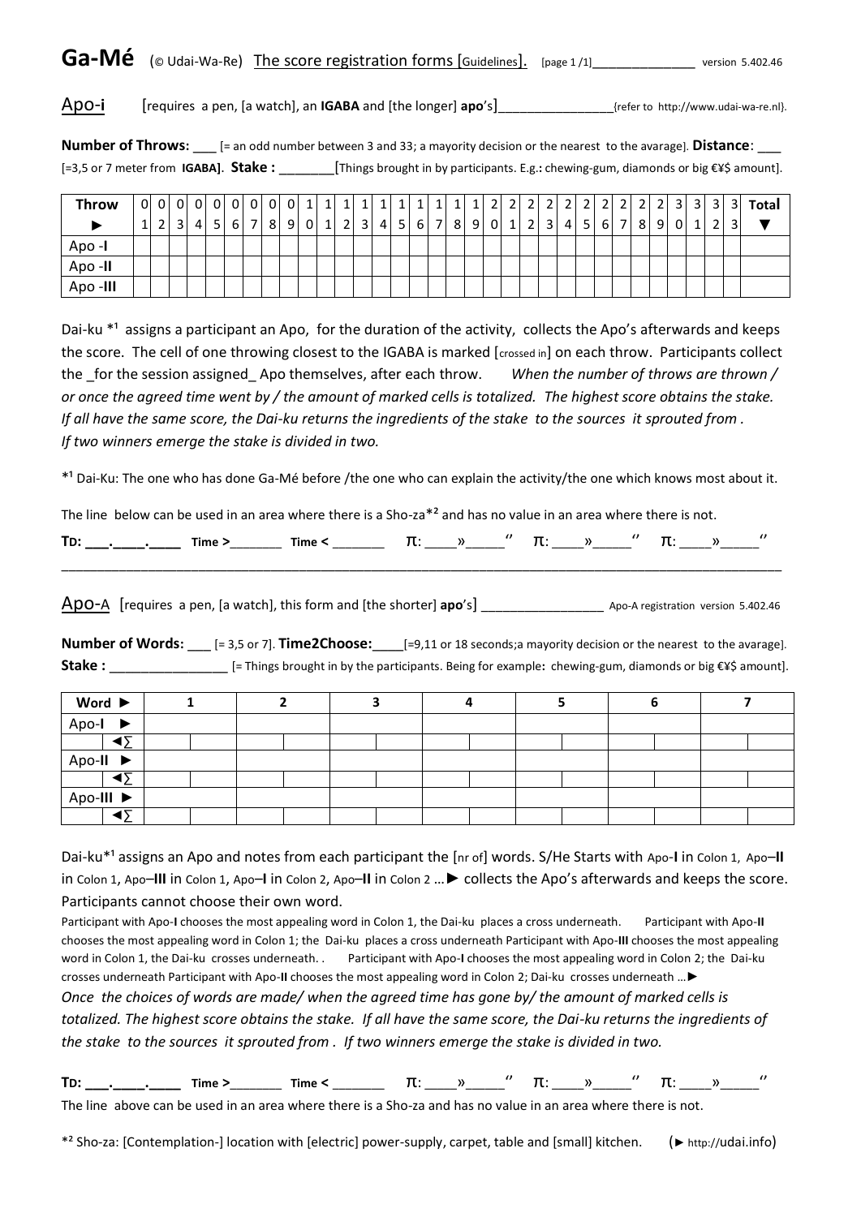# Ga-Mé (© Udai-Wa-Re) The score registration forms [Guidelines]. [page 1 /1]______________ version 5.402.46

## Apo-i [requires a pen, [a watch], an **IGABA** and [the longer] **apo**'s]________________{refer to http://www.udai-wa-re.nl}.

**Number of Throws:** ___ [= an odd number between 3 and 33; a mayority decision or the nearest to the avarage]. **Distance**: ___ [=3,5 or 7 meter from **IGABA**]. **Stake :** _______[Things brought in by participants. E.g.**:** chewing-gum, diamonds or big €¥$ amount].

| Throw ► | 01 | 02 | 03 | 04 | 05 | 06 | 07 | 08 | 09 | 10 | 11 | 12 | 13 | 14 | 15 | 16 | 17 | 18 | 19 | 20 | 21 | 22 | 23 | 24 | 25 | 26 | 27 | 28 | 29 | 30 | 31 | 32 | 33 | Total ▼ |
|---|---|---|---|---|---|---|---|---|---|---|---|---|---|---|---|---|---|---|---|---|---|---|---|---|---|---|---|---|---|---|---|---|---|---|
| Apo -**I** | | | | | | | | | | | | | | | | | | | | | | | | | | | | | | | | | | |
| Apo -**II** | | | | | | | | | | | | | | | | | | | | | | | | | | | | | | | | | | |
| Apo -**III** | | | | | | | | | | | | | | | | | | | | | | | | | | | | | | | | | | |

Dai-ku *[1] assigns a participant an Apo, for the duration of the activity, collects the Apo's afterwards and keeps the score. The cell of one throwing closest to the IGABA is marked [crossed in] on each throw. Participants collect the _for the session assigned_ Apo themselves, after each throw. *When the number of throws are thrown / or once the agreed time went by / the amount of marked cells is totalized. The highest score obtains the stake. If all have the same score, the Dai-ku returns the ingredients of the stake to the sources it sprouted from . If two winners emerge the stake is divided in two.*

*[1] Dai-Ku: The one who has done Ga-Mé before /the one who can explain the activity/the one which knows most about it.

The line below can be used in an area where there is a Sho-za*[2] and has no value in an area where there is not.

**TD: ___.____.____** Time >_______ Time < _______ π: ____»_____'' π: ____»_____'' π: ____»_____''

---

## Apo-A [requires a pen, [a watch], this form and [the shorter] **apo**'s] ________________ Apo-A registration version 5.402.46

**Number of Words:** ___ [= 3,5 or 7]. **Time2Choose:**____[=9,11 or 18 seconds;a mayority decision or the nearest to the avarage].
**Stake :** ________________ [= Things brought in by the participants. Being for example**:** chewing-gum, diamonds or big €¥$ amount].

| Word ► | 1 | | 2 | | 3 | | 4 | | 5 | | 6 | | 7 | |
|---|---|---|---|---|---|---|---|---|---|---|---|---|---|---|
| Apo-**I** ► | | | | | | | | | | | | | | |
| ◄∑ | | | | | | | | | | | | | | |
| Apo-**II** ► | | | | | | | | | | | | | | |
| ◄∑ | | | | | | | | | | | | | | |
| Apo-**III** ► | | | | | | | | | | | | | | |
| ◄∑ | | | | | | | | | | | | | | |

Dai-ku*[1] assigns an Apo and notes from each participant the [nr of] words. S/He Starts with Apo-**I** in Colon 1, Apo–**II** in Colon 1, Apo–**III** in Colon 1, Apo–**I** in Colon 2, Apo–**II** in Colon 2 …► collects the Apo's afterwards and keeps the score. Participants cannot choose their own word.

Participant with Apo-**I** chooses the most appealing word in Colon 1, the Dai-ku places a cross underneath. Participant with Apo-**II** chooses the most appealing word in Colon 1; the Dai-ku places a cross underneath Participant with Apo-**III** chooses the most appealing word in Colon 1, the Dai-ku crosses underneath. . Participant with Apo-**I** chooses the most appealing word in Colon 2; the Dai-ku crosses underneath Participant with Apo-**II** chooses the most appealing word in Colon 2; Dai-ku crosses underneath …►

*Once the choices of words are made/ when the agreed time has gone by/ the amount of marked cells is totalized. The highest score obtains the stake. If all have the same score, the Dai-ku returns the ingredients of the stake to the sources it sprouted from . If two winners emerge the stake is divided in two.*

**TD: ___.____.____** Time >_______ Time < _______ π: ____»_____'' π: ____»_____'' π: ____»_____''

The line above can be used in an area where there is a Sho-za and has no value in an area where there is not.

*[2] Sho-za: [Contemplation-] location with [electric] power-supply, carpet, table and [small] kitchen. (► http://udai.info)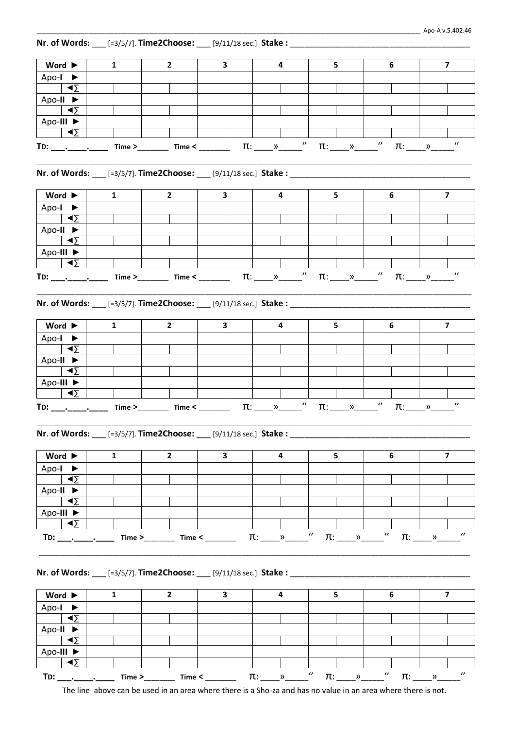**Nr. of Words:** ___ [=3/5/7]. **Time2Choose:** ___ [9/11/18 sec.] **Stake :** ________________________________________

| Word ► | 1 | | 2 | | 3 | | 4 | | 5 | | 6 | | 7 | |
|---|---|---|---|---|---|---|---|---|---|---|---|---|---|---|
| Apo-**I** ► | | | | | | | | | | | | | | |
| ◄∑ | | | | | | | | | | | | | | |
| Apo-**II** ► | | | | | | | | | | | | | | |
| ◄∑ | | | | | | | | | | | | | | |
| Apo-**III** ► | | | | | | | | | | | | | | |
| ◄∑ | | | | | | | | | | | | | | |

**TD: ___.____.____** **Time >**_______ **Time <** _______ π: ____»_____″ π: ____»_____″ π: ____»_____″

---

**Nr. of Words:** ___ [=3/5/7]. **Time2Choose:** ___ [9/11/18 sec.] **Stake :** ________________________________________

| Word ► | 1 | | 2 | | 3 | | 4 | | 5 | | 6 | | 7 | |
|---|---|---|---|---|---|---|---|---|---|---|---|---|---|---|
| Apo-**I** ► | | | | | | | | | | | | | | |
| ◄∑ | | | | | | | | | | | | | | |
| Apo-**II** ► | | | | | | | | | | | | | | |
| ◄∑ | | | | | | | | | | | | | | |
| Apo-**III** ► | | | | | | | | | | | | | | |
| ◄∑ | | | | | | | | | | | | | | |

**TD: ___.____.____** **Time >**_______ **Time <** _______ π: ____»_____″ π: ____»_____″ π: ____»_____″

---

**Nr. of Words:** ___ [=3/5/7]. **Time2Choose:** ___ [9/11/18 sec.] **Stake :** ________________________________________

| Word ► | 1 | | 2 | | 3 | | 4 | | 5 | | 6 | | 7 | |
|---|---|---|---|---|---|---|---|---|---|---|---|---|---|---|
| Apo-**I** ► | | | | | | | | | | | | | | |
| ◄∑ | | | | | | | | | | | | | | |
| Apo-**II** ► | | | | | | | | | | | | | | |
| ◄∑ | | | | | | | | | | | | | | |
| Apo-**III** ► | | | | | | | | | | | | | | |
| ◄∑ | | | | | | | | | | | | | | |

**TD: ___.____.____** **Time >**_______ **Time <** _______ π: ____»_____″ π: ____»_____″ π: ____»_____″

---

**Nr. of Words:** ___ [=3/5/7]. **Time2Choose:** ___ [9/11/18 sec.] **Stake :** ________________________________________

| Word ► | 1 | | 2 | | 3 | | 4 | | 5 | | 6 | | 7 | |
|---|---|---|---|---|---|---|---|---|---|---|---|---|---|---|
| Apo-**I** ► | | | | | | | | | | | | | | |
| ◄∑ | | | | | | | | | | | | | | |
| Apo-**II** ► | | | | | | | | | | | | | | |
| ◄∑ | | | | | | | | | | | | | | |
| Apo-**III** ► | | | | | | | | | | | | | | |
| ◄∑ | | | | | | | | | | | | | | |

**TD: ___.____.____** **Time >**_______ **Time <** _______ π: ____»_____″ π: ____»_____″ π: ____»_____″

---

**Nr. of Words:** ___ [=3/5/7]. **Time2Choose:** ___ [9/11/18 sec.] **Stake :** ________________________________________

| Word ► | 1 | | 2 | | 3 | | 4 | | 5 | | 6 | | 7 | |
|---|---|---|---|---|---|---|---|---|---|---|---|---|---|---|
| Apo-**I** ► | | | | | | | | | | | | | | |
| ◄∑ | | | | | | | | | | | | | | |
| Apo-**II** ► | | | | | | | | | | | | | | |
| ◄∑ | | | | | | | | | | | | | | |
| Apo-**III** ► | | | | | | | | | | | | | | |
| ◄∑ | | | | | | | | | | | | | | |

**TD: ___.____.____** **Time >**_______ **Time <** _______ π: ____»_____″ π: ____»_____″ π: ____»_____″

The line above can be used in an area where there is a Sho-za and has no value in an area where there is not.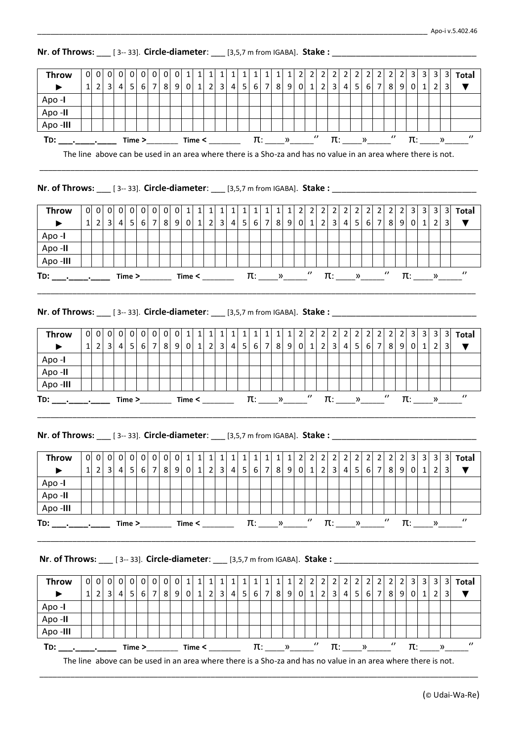**Nr. of Throws:** ___ [ 3-- 33]. **Circle-diameter**: ___ [3,5,7 m from IGABA]. **Stake :** ______________________________

| Throw ► | 01 | 02 | 03 | 04 | 05 | 06 | 07 | 08 | 09 | 10 | 11 | 12 | 13 | 14 | 15 | 16 | 17 | 18 | 19 | 20 | 21 | 22 | 23 | 24 | 25 | 26 | 27 | 28 | 29 | 30 | 31 | 32 | 33 | Total ▼ |
|---|---|---|---|---|---|---|---|---|---|---|---|---|---|---|---|---|---|---|---|---|---|---|---|---|---|---|---|---|---|---|---|---|---|---|
| Apo -**I** | | | | | | | | | | | | | | | | | | | | | | | | | | | | | | | | | | |
| Apo -**II** | | | | | | | | | | | | | | | | | | | | | | | | | | | | | | | | | | |
| Apo -**III** | | | | | | | | | | | | | | | | | | | | | | | | | | | | | | | | | | |

**TD: ___.____.____ Time >_______ Time < _______** π: ____»_____″ π: ____»_____″ π: ____»_____″

The line above can be used in an area where there is a Sho-za and has no value in an area where there is not.

---

**Nr. of Throws:** ___ [ 3-- 33]. **Circle-diameter**: ___ [3,5,7 m from IGABA]. **Stake :** ______________________________

| Throw ► | 01 | 02 | 03 | 04 | 05 | 06 | 07 | 08 | 09 | 10 | 11 | 12 | 13 | 14 | 15 | 16 | 17 | 18 | 19 | 20 | 21 | 22 | 23 | 24 | 25 | 26 | 27 | 28 | 29 | 30 | 31 | 32 | 33 | Total ▼ |
|---|---|---|---|---|---|---|---|---|---|---|---|---|---|---|---|---|---|---|---|---|---|---|---|---|---|---|---|---|---|---|---|---|---|---|
| Apo -**I** | | | | | | | | | | | | | | | | | | | | | | | | | | | | | | | | | | |
| Apo -**II** | | | | | | | | | | | | | | | | | | | | | | | | | | | | | | | | | | |
| Apo -**III** | | | | | | | | | | | | | | | | | | | | | | | | | | | | | | | | | | |

**TD: ___.____.____ Time >_______ Time < _______** π: ____»_____″ π: ____»_____″ π: ____»_____″

---

**Nr. of Throws:** ___ [ 3-- 33]. **Circle-diameter**: ___ [3,5,7 m from IGABA]. **Stake :** ______________________________

| Throw ► | 01 | 02 | 03 | 04 | 05 | 06 | 07 | 08 | 09 | 10 | 11 | 12 | 13 | 14 | 15 | 16 | 17 | 18 | 19 | 20 | 21 | 22 | 23 | 24 | 25 | 26 | 27 | 28 | 29 | 30 | 31 | 32 | 33 | Total ▼ |
|---|---|---|---|---|---|---|---|---|---|---|---|---|---|---|---|---|---|---|---|---|---|---|---|---|---|---|---|---|---|---|---|---|---|---|
| Apo -**I** | | | | | | | | | | | | | | | | | | | | | | | | | | | | | | | | | | |
| Apo -**II** | | | | | | | | | | | | | | | | | | | | | | | | | | | | | | | | | | |
| Apo -**III** | | | | | | | | | | | | | | | | | | | | | | | | | | | | | | | | | | |

**TD: ___.____.____ Time >_______ Time < _______** π: ____»_____″ π: ____»_____″ π: ____»_____″

---

**Nr. of Throws:** ___ [ 3-- 33]. **Circle-diameter**: ___ [3,5,7 m from IGABA]. **Stake :** ______________________________

| Throw ► | 01 | 02 | 03 | 04 | 05 | 06 | 07 | 08 | 09 | 10 | 11 | 12 | 13 | 14 | 15 | 16 | 17 | 18 | 19 | 20 | 21 | 22 | 23 | 24 | 25 | 26 | 27 | 28 | 29 | 30 | 31 | 32 | 33 | Total ▼ |
|---|---|---|---|---|---|---|---|---|---|---|---|---|---|---|---|---|---|---|---|---|---|---|---|---|---|---|---|---|---|---|---|---|---|---|
| Apo -**I** | | | | | | | | | | | | | | | | | | | | | | | | | | | | | | | | | | |
| Apo -**II** | | | | | | | | | | | | | | | | | | | | | | | | | | | | | | | | | | |
| Apo -**III** | | | | | | | | | | | | | | | | | | | | | | | | | | | | | | | | | | |

**TD: ___.____.____ Time >_______ Time < _______** π: ____»_____″ π: ____»_____″ π: ____»_____″

---

**Nr. of Throws:** ___ [ 3-- 33]. **Circle-diameter**: ___ [3,5,7 m from IGABA]. **Stake :** ______________________________

| Throw ► | 01 | 02 | 03 | 04 | 05 | 06 | 07 | 08 | 09 | 10 | 11 | 12 | 13 | 14 | 15 | 16 | 17 | 18 | 19 | 20 | 21 | 22 | 23 | 24 | 25 | 26 | 27 | 28 | 29 | 30 | 31 | 32 | 33 | Total ▼ |
|---|---|---|---|---|---|---|---|---|---|---|---|---|---|---|---|---|---|---|---|---|---|---|---|---|---|---|---|---|---|---|---|---|---|---|
| Apo -**I** | | | | | | | | | | | | | | | | | | | | | | | | | | | | | | | | | | |
| Apo -**II** | | | | | | | | | | | | | | | | | | | | | | | | | | | | | | | | | | |
| Apo -**III** | | | | | | | | | | | | | | | | | | | | | | | | | | | | | | | | | | |

**TD: ___.____.____ Time >_______ Time < _______** π: ____»_____″ π: ____»_____″ π: ____»_____″

The line above can be used in an area where there is a Sho-za and has no value in an area where there is not.

---

(© Udai-Wa-Re)